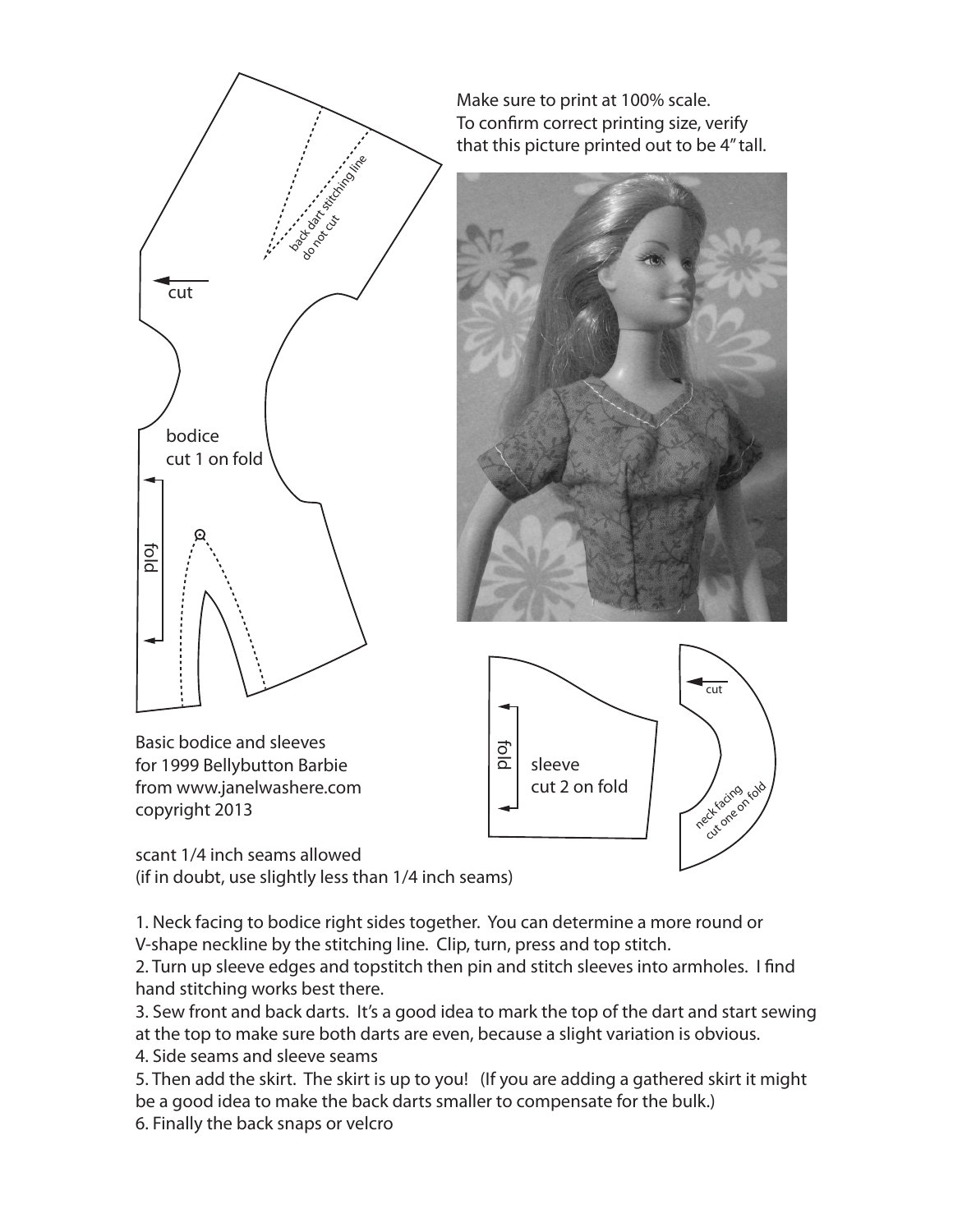Make sure to print at 100% scale.
To confirm correct printing size, verify that this picture printed out to be 4" tall.

back dart stitching line
do not cut

cut

bodice
cut 1 on fold

fold

fold

sleeve
cut 2 on fold

cut

neck facing
cut one on fold

Basic bodice and sleeves
for 1999 Bellybutton Barbie
from www.janelwashere.com
copyright 2013

scant 1/4 inch seams allowed
(if in doubt, use slightly less than 1/4 inch seams)

1. Neck facing to bodice right sides together. You can determine a more round or V-shape neckline by the stitching line. Clip, turn, press and top stitch.
2. Turn up sleeve edges and topstitch then pin and stitch sleeves into armholes. I find hand stitching works best there.
3. Sew front and back darts. It's a good idea to mark the top of the dart and start sewing at the top to make sure both darts are even, because a slight variation is obvious.
4. Side seams and sleeve seams
5. Then add the skirt. The skirt is up to you! (If you are adding a gathered skirt it might be a good idea to make the back darts smaller to compensate for the bulk.)
6. Finally the back snaps or velcro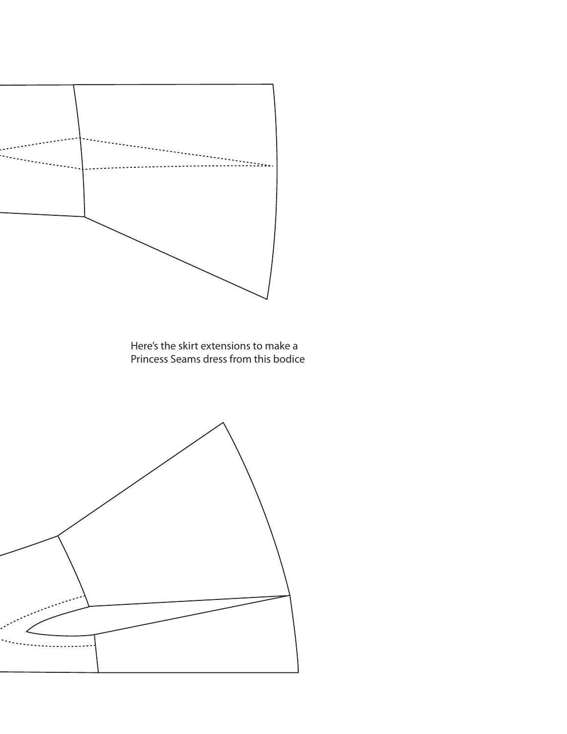Here's the skirt extensions to make a Princess Seams dress from this bodice